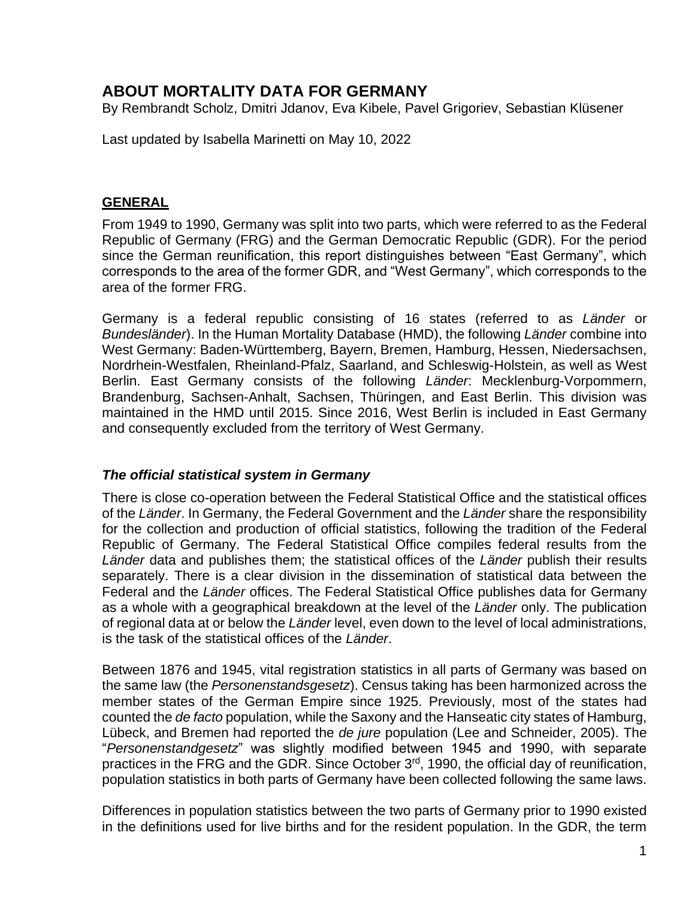# ABOUT MORTALITY DATA FOR GERMANY

By Rembrandt Scholz, Dmitri Jdanov, Eva Kibele, Pavel Grigoriev, Sebastian Klüsener

Last updated by Isabella Marinetti on May 10, 2022

## GENERAL

From 1949 to 1990, Germany was split into two parts, which were referred to as the Federal Republic of Germany (FRG) and the German Democratic Republic (GDR). For the period since the German reunification, this report distinguishes between "East Germany", which corresponds to the area of the former GDR, and "West Germany", which corresponds to the area of the former FRG.

Germany is a federal republic consisting of 16 states (referred to as *Länder* or *Bundesländer*). In the Human Mortality Database (HMD), the following *Länder* combine into West Germany: Baden-Württemberg, Bayern, Bremen, Hamburg, Hessen, Niedersachsen, Nordrhein-Westfalen, Rheinland-Pfalz, Saarland, and Schleswig-Holstein, as well as West Berlin. East Germany consists of the following *Länder*: Mecklenburg-Vorpommern, Brandenburg, Sachsen-Anhalt, Sachsen, Thüringen, and East Berlin. This division was maintained in the HMD until 2015. Since 2016, West Berlin is included in East Germany and consequently excluded from the territory of West Germany.

### *The official statistical system in Germany*

There is close co-operation between the Federal Statistical Office and the statistical offices of the *Länder*. In Germany, the Federal Government and the *Länder* share the responsibility for the collection and production of official statistics, following the tradition of the Federal Republic of Germany. The Federal Statistical Office compiles federal results from the *Länder* data and publishes them; the statistical offices of the *Länder* publish their results separately. There is a clear division in the dissemination of statistical data between the Federal and the *Länder* offices. The Federal Statistical Office publishes data for Germany as a whole with a geographical breakdown at the level of the *Länder* only. The publication of regional data at or below the *Länder* level, even down to the level of local administrations, is the task of the statistical offices of the *Länder*.

Between 1876 and 1945, vital registration statistics in all parts of Germany was based on the same law (the *Personenstandsgesetz*). Census taking has been harmonized across the member states of the German Empire since 1925. Previously, most of the states had counted the *de facto* population, while the Saxony and the Hanseatic city states of Hamburg, Lübeck, and Bremen had reported the *de jure* population (Lee and Schneider, 2005). The "*Personenstandgesetz*" was slightly modified between 1945 and 1990, with separate practices in the FRG and the GDR. Since October 3rd, 1990, the official day of reunification, population statistics in both parts of Germany have been collected following the same laws.

Differences in population statistics between the two parts of Germany prior to 1990 existed in the definitions used for live births and for the resident population. In the GDR, the term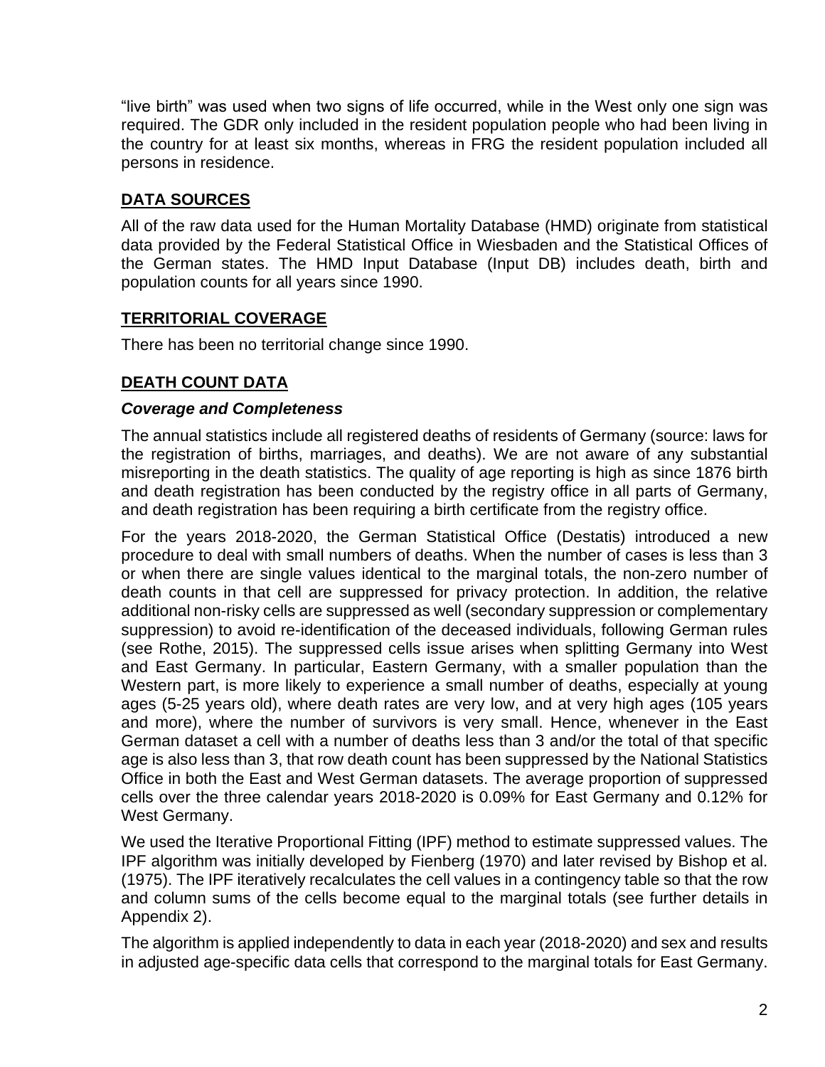"live birth" was used when two signs of life occurred, while in the West only one sign was required. The GDR only included in the resident population people who had been living in the country for at least six months, whereas in FRG the resident population included all persons in residence.

## DATA SOURCES

All of the raw data used for the Human Mortality Database (HMD) originate from statistical data provided by the Federal Statistical Office in Wiesbaden and the Statistical Offices of the German states. The HMD Input Database (Input DB) includes death, birth and population counts for all years since 1990.

## TERRITORIAL COVERAGE

There has been no territorial change since 1990.

## DEATH COUNT DATA

### *Coverage and Completeness*

The annual statistics include all registered deaths of residents of Germany (source: laws for the registration of births, marriages, and deaths). We are not aware of any substantial misreporting in the death statistics. The quality of age reporting is high as since 1876 birth and death registration has been conducted by the registry office in all parts of Germany, and death registration has been requiring a birth certificate from the registry office.

For the years 2018-2020, the German Statistical Office (Destatis) introduced a new procedure to deal with small numbers of deaths. When the number of cases is less than 3 or when there are single values identical to the marginal totals, the non-zero number of death counts in that cell are suppressed for privacy protection. In addition, the relative additional non-risky cells are suppressed as well (secondary suppression or complementary suppression) to avoid re-identification of the deceased individuals, following German rules (see Rothe, 2015). The suppressed cells issue arises when splitting Germany into West and East Germany. In particular, Eastern Germany, with a smaller population than the Western part, is more likely to experience a small number of deaths, especially at young ages (5-25 years old), where death rates are very low, and at very high ages (105 years and more), where the number of survivors is very small. Hence, whenever in the East German dataset a cell with a number of deaths less than 3 and/or the total of that specific age is also less than 3, that row death count has been suppressed by the National Statistics Office in both the East and West German datasets. The average proportion of suppressed cells over the three calendar years 2018-2020 is 0.09% for East Germany and 0.12% for West Germany.

We used the Iterative Proportional Fitting (IPF) method to estimate suppressed values. The IPF algorithm was initially developed by Fienberg (1970) and later revised by Bishop et al. (1975). The IPF iteratively recalculates the cell values in a contingency table so that the row and column sums of the cells become equal to the marginal totals (see further details in Appendix 2).

The algorithm is applied independently to data in each year (2018-2020) and sex and results in adjusted age-specific data cells that correspond to the marginal totals for East Germany.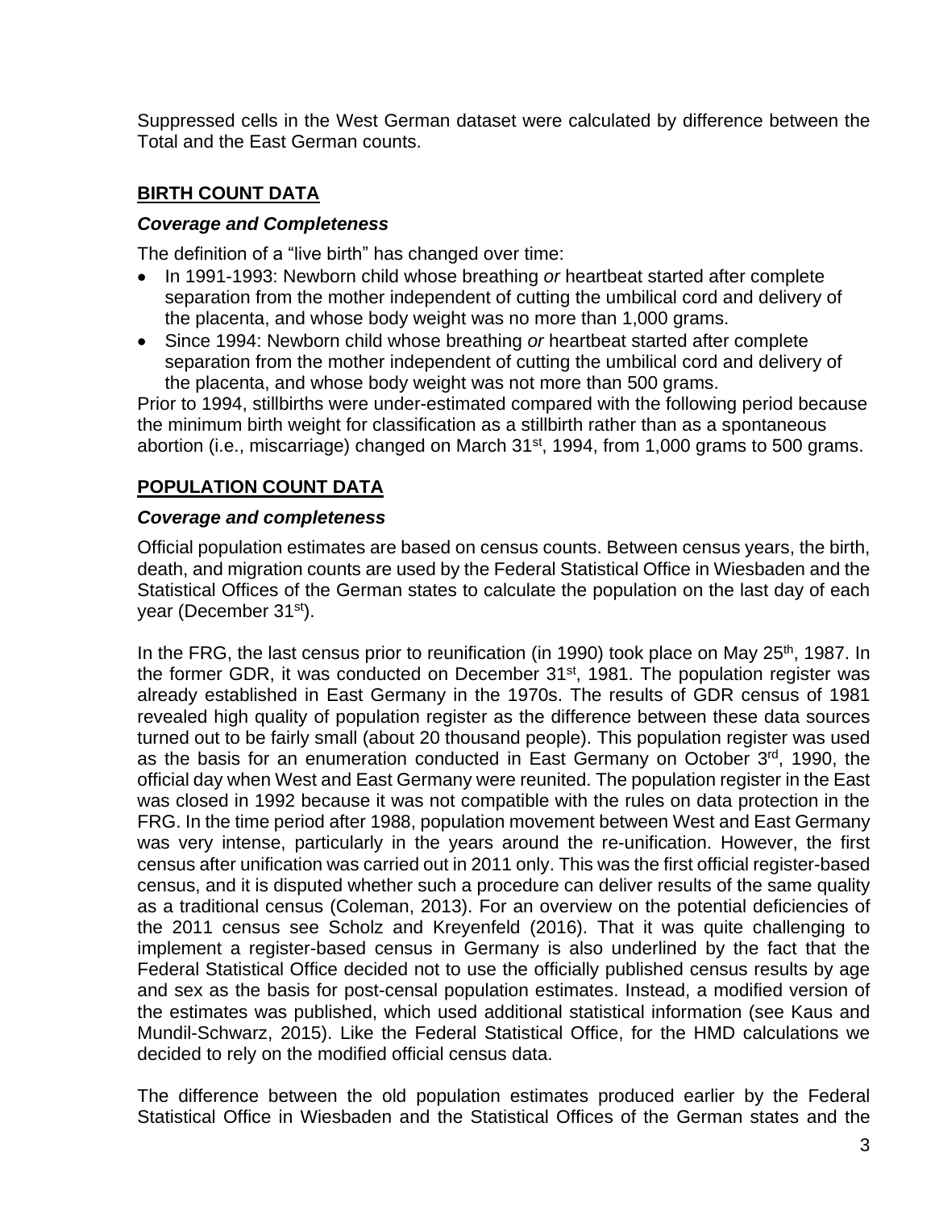Suppressed cells in the West German dataset were calculated by difference between the Total and the East German counts.

## BIRTH COUNT DATA

### *Coverage and Completeness*

The definition of a "live birth" has changed over time:

- In 1991-1993: Newborn child whose breathing *or* heartbeat started after complete separation from the mother independent of cutting the umbilical cord and delivery of the placenta, and whose body weight was no more than 1,000 grams.
- Since 1994: Newborn child whose breathing *or* heartbeat started after complete separation from the mother independent of cutting the umbilical cord and delivery of the placenta, and whose body weight was not more than 500 grams.

Prior to 1994, stillbirths were under-estimated compared with the following period because the minimum birth weight for classification as a stillbirth rather than as a spontaneous abortion (i.e., miscarriage) changed on March 31st, 1994, from 1,000 grams to 500 grams.

## POPULATION COUNT DATA

### *Coverage and completeness*

Official population estimates are based on census counts. Between census years, the birth, death, and migration counts are used by the Federal Statistical Office in Wiesbaden and the Statistical Offices of the German states to calculate the population on the last day of each year (December 31st).

In the FRG, the last census prior to reunification (in 1990) took place on May 25th, 1987. In the former GDR, it was conducted on December 31st, 1981. The population register was already established in East Germany in the 1970s. The results of GDR census of 1981 revealed high quality of population register as the difference between these data sources turned out to be fairly small (about 20 thousand people). This population register was used as the basis for an enumeration conducted in East Germany on October 3rd, 1990, the official day when West and East Germany were reunited. The population register in the East was closed in 1992 because it was not compatible with the rules on data protection in the FRG. In the time period after 1988, population movement between West and East Germany was very intense, particularly in the years around the re-unification. However, the first census after unification was carried out in 2011 only. This was the first official register-based census, and it is disputed whether such a procedure can deliver results of the same quality as a traditional census (Coleman, 2013). For an overview on the potential deficiencies of the 2011 census see Scholz and Kreyenfeld (2016). That it was quite challenging to implement a register-based census in Germany is also underlined by the fact that the Federal Statistical Office decided not to use the officially published census results by age and sex as the basis for post-censal population estimates. Instead, a modified version of the estimates was published, which used additional statistical information (see Kaus and Mundil-Schwarz, 2015). Like the Federal Statistical Office, for the HMD calculations we decided to rely on the modified official census data.

The difference between the old population estimates produced earlier by the Federal Statistical Office in Wiesbaden and the Statistical Offices of the German states and the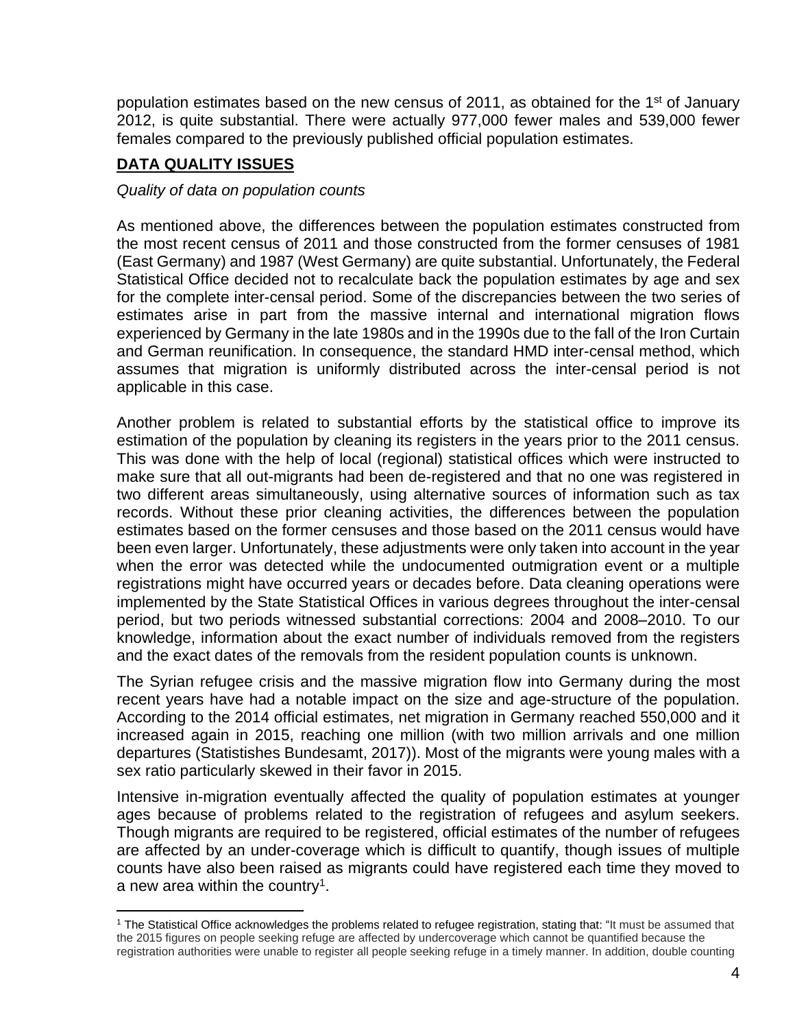population estimates based on the new census of 2011, as obtained for the 1st of January 2012, is quite substantial. There were actually 977,000 fewer males and 539,000 fewer females compared to the previously published official population estimates.

## DATA QUALITY ISSUES

*Quality of data on population counts*

As mentioned above, the differences between the population estimates constructed from the most recent census of 2011 and those constructed from the former censuses of 1981 (East Germany) and 1987 (West Germany) are quite substantial. Unfortunately, the Federal Statistical Office decided not to recalculate back the population estimates by age and sex for the complete inter-censal period. Some of the discrepancies between the two series of estimates arise in part from the massive internal and international migration flows experienced by Germany in the late 1980s and in the 1990s due to the fall of the Iron Curtain and German reunification. In consequence, the standard HMD inter-censal method, which assumes that migration is uniformly distributed across the inter-censal period is not applicable in this case.

Another problem is related to substantial efforts by the statistical office to improve its estimation of the population by cleaning its registers in the years prior to the 2011 census. This was done with the help of local (regional) statistical offices which were instructed to make sure that all out-migrants had been de-registered and that no one was registered in two different areas simultaneously, using alternative sources of information such as tax records. Without these prior cleaning activities, the differences between the population estimates based on the former censuses and those based on the 2011 census would have been even larger. Unfortunately, these adjustments were only taken into account in the year when the error was detected while the undocumented outmigration event or a multiple registrations might have occurred years or decades before. Data cleaning operations were implemented by the State Statistical Offices in various degrees throughout the inter-censal period, but two periods witnessed substantial corrections: 2004 and 2008–2010. To our knowledge, information about the exact number of individuals removed from the registers and the exact dates of the removals from the resident population counts is unknown.

The Syrian refugee crisis and the massive migration flow into Germany during the most recent years have had a notable impact on the size and age-structure of the population. According to the 2014 official estimates, net migration in Germany reached 550,000 and it increased again in 2015, reaching one million (with two million arrivals and one million departures (Statistishes Bundesamt, 2017)). Most of the migrants were young males with a sex ratio particularly skewed in their favor in 2015.

Intensive in-migration eventually affected the quality of population estimates at younger ages because of problems related to the registration of refugees and asylum seekers. Though migrants are required to be registered, official estimates of the number of refugees are affected by an under-coverage which is difficult to quantify, though issues of multiple counts have also been raised as migrants could have registered each time they moved to a new area within the country[1].

[1] The Statistical Office acknowledges the problems related to refugee registration, stating that: "It must be assumed that the 2015 figures on people seeking refuge are affected by undercoverage which cannot be quantified because the registration authorities were unable to register all people seeking refuge in a timely manner. In addition, double counting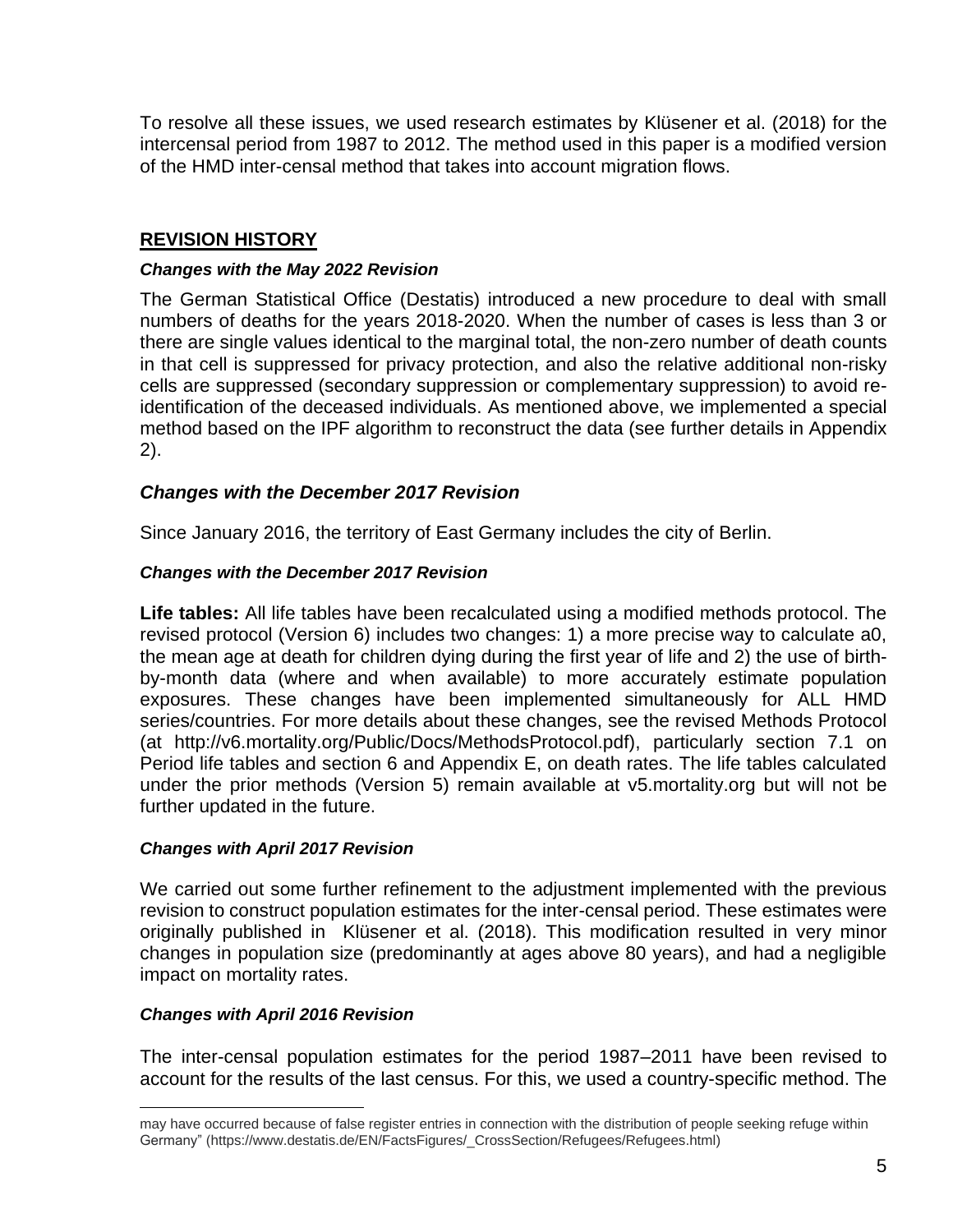To resolve all these issues, we used research estimates by Klüsener et al. (2018) for the intercensal period from 1987 to 2012. The method used in this paper is a modified version of the HMD inter-censal method that takes into account migration flows.

## REVISION HISTORY

### *Changes with the May 2022 Revision*

The German Statistical Office (Destatis) introduced a new procedure to deal with small numbers of deaths for the years 2018-2020. When the number of cases is less than 3 or there are single values identical to the marginal total, the non-zero number of death counts in that cell is suppressed for privacy protection, and also the relative additional non-risky cells are suppressed (secondary suppression or complementary suppression) to avoid re-identification of the deceased individuals. As mentioned above, we implemented a special method based on the IPF algorithm to reconstruct the data (see further details in Appendix 2).

### *Changes with the December 2017 Revision*

Since January 2016, the territory of East Germany includes the city of Berlin.

### *Changes with the December 2017 Revision*

**Life tables:** All life tables have been recalculated using a modified methods protocol. The revised protocol (Version 6) includes two changes: 1) a more precise way to calculate a0, the mean age at death for children dying during the first year of life and 2) the use of birth-by-month data (where and when available) to more accurately estimate population exposures. These changes have been implemented simultaneously for ALL HMD series/countries. For more details about these changes, see the revised Methods Protocol (at http://v6.mortality.org/Public/Docs/MethodsProtocol.pdf), particularly section 7.1 on Period life tables and section 6 and Appendix E, on death rates. The life tables calculated under the prior methods (Version 5) remain available at v5.mortality.org but will not be further updated in the future.

### *Changes with April 2017 Revision*

We carried out some further refinement to the adjustment implemented with the previous revision to construct population estimates for the inter-censal period. These estimates were originally published in Klüsener et al. (2018). This modification resulted in very minor changes in population size (predominantly at ages above 80 years), and had a negligible impact on mortality rates.

### *Changes with April 2016 Revision*

The inter-censal population estimates for the period 1987–2011 have been revised to account for the results of the last census. For this, we used a country-specific method. The

---

may have occurred because of false register entries in connection with the distribution of people seeking refuge within Germany" (https://www.destatis.de/EN/FactsFigures/_CrossSection/Refugees/Refugees.html)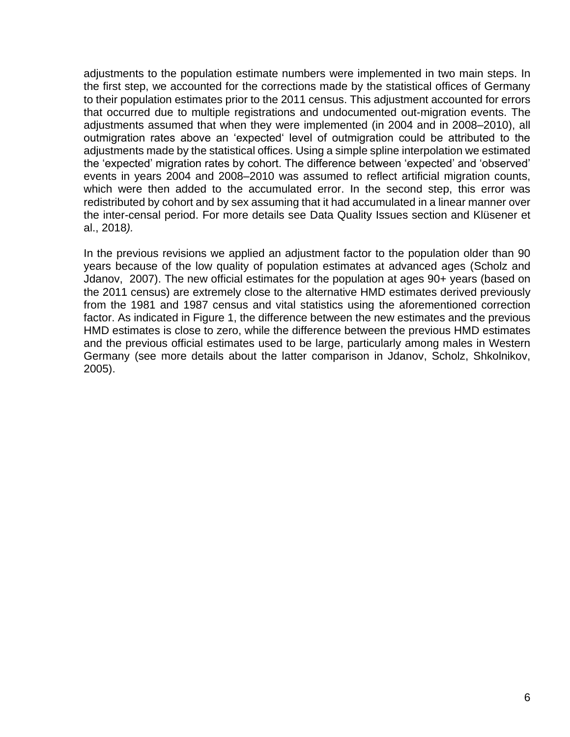adjustments to the population estimate numbers were implemented in two main steps. In the first step, we accounted for the corrections made by the statistical offices of Germany to their population estimates prior to the 2011 census. This adjustment accounted for errors that occurred due to multiple registrations and undocumented out-migration events. The adjustments assumed that when they were implemented (in 2004 and in 2008–2010), all outmigration rates above an 'expected' level of outmigration could be attributed to the adjustments made by the statistical offices. Using a simple spline interpolation we estimated the 'expected' migration rates by cohort. The difference between 'expected' and 'observed' events in years 2004 and 2008–2010 was assumed to reflect artificial migration counts, which were then added to the accumulated error. In the second step, this error was redistributed by cohort and by sex assuming that it had accumulated in a linear manner over the inter-censal period. For more details see Data Quality Issues section and Klüsener et al., 2018*).*

In the previous revisions we applied an adjustment factor to the population older than 90 years because of the low quality of population estimates at advanced ages (Scholz and Jdanov, 2007). The new official estimates for the population at ages 90+ years (based on the 2011 census) are extremely close to the alternative HMD estimates derived previously from the 1981 and 1987 census and vital statistics using the aforementioned correction factor. As indicated in Figure 1, the difference between the new estimates and the previous HMD estimates is close to zero, while the difference between the previous HMD estimates and the previous official estimates used to be large, particularly among males in Western Germany (see more details about the latter comparison in Jdanov, Scholz, Shkolnikov, 2005).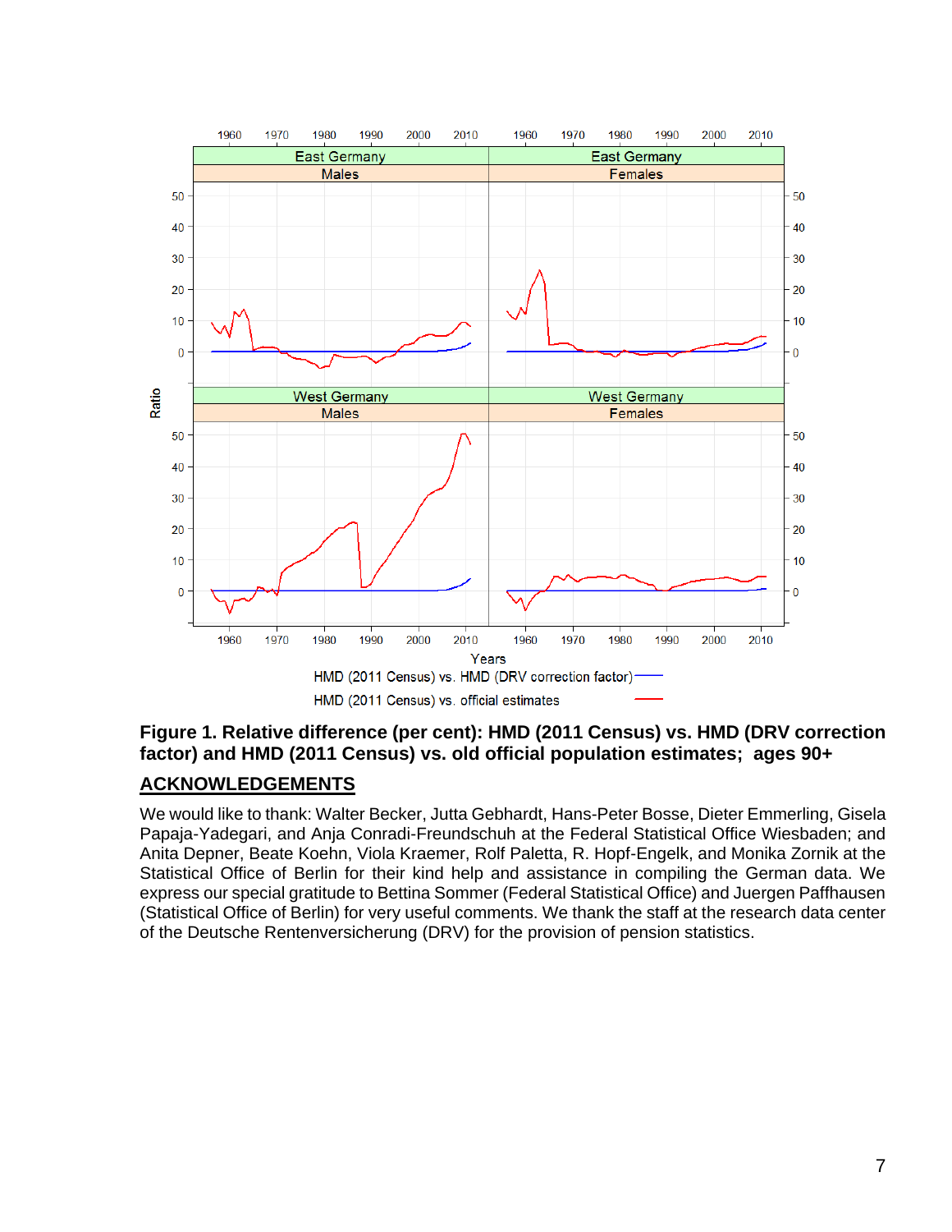**Figure 1. Relative difference (per cent): HMD (2011 Census) vs. HMD (DRV correction factor) and HMD (2011 Census) vs. old official population estimates; ages 90+**

## ACKNOWLEDGEMENTS

We would like to thank: Walter Becker, Jutta Gebhardt, Hans-Peter Bosse, Dieter Emmerling, Gisela Papaja-Yadegari, and Anja Conradi-Freundschuh at the Federal Statistical Office Wiesbaden; and Anita Depner, Beate Koehn, Viola Kraemer, Rolf Paletta, R. Hopf-Engelk, and Monika Zornik at the Statistical Office of Berlin for their kind help and assistance in compiling the German data. We express our special gratitude to Bettina Sommer (Federal Statistical Office) and Juergen Paffhausen (Statistical Office of Berlin) for very useful comments. We thank the staff at the research data center of the Deutsche Rentenversicherung (DRV) for the provision of pension statistics.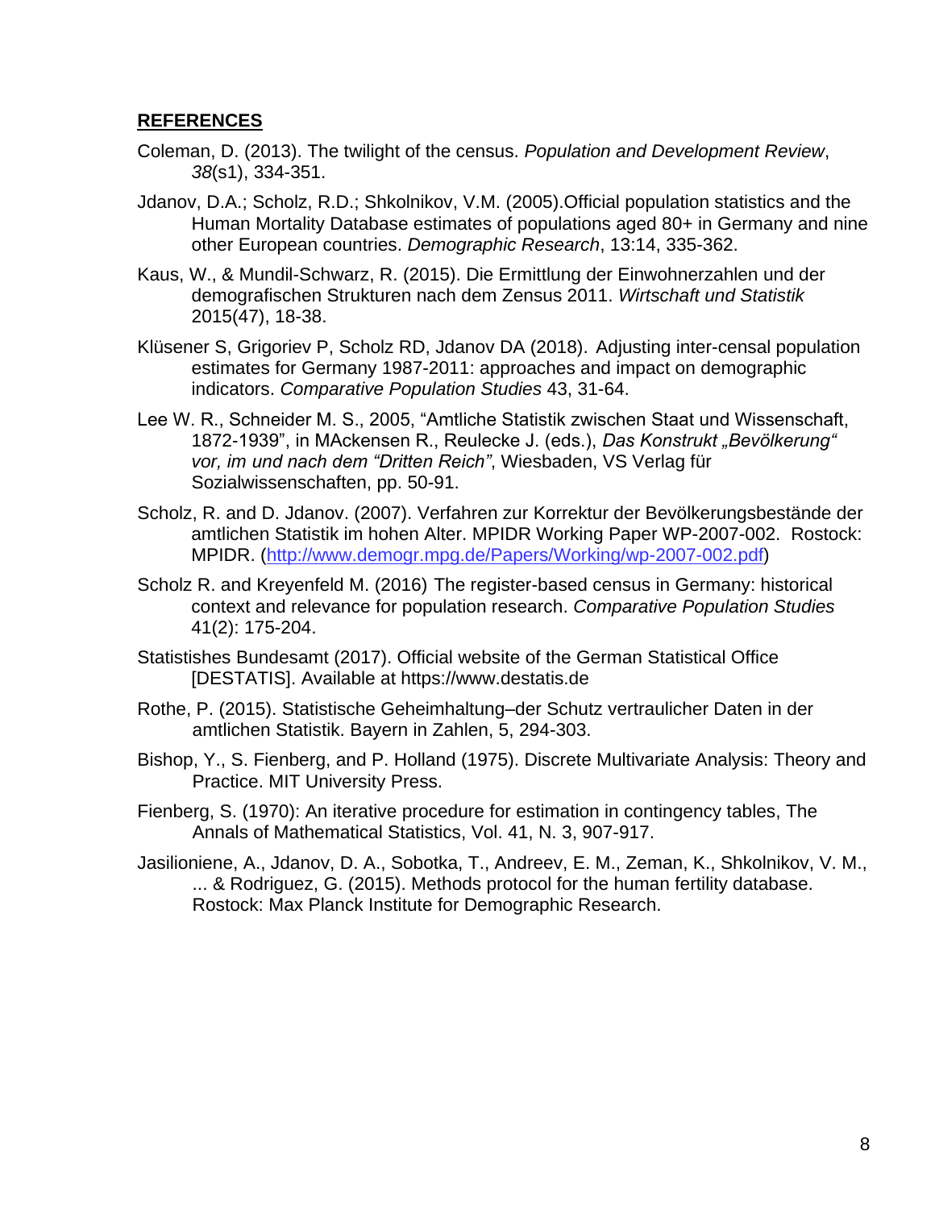## **REFERENCES**

Coleman, D. (2013). The twilight of the census. *Population and Development Review*, *38*(s1), 334-351.

Jdanov, D.A.; Scholz, R.D.; Shkolnikov, V.M. (2005).Official population statistics and the Human Mortality Database estimates of populations aged 80+ in Germany and nine other European countries. *Demographic Research*, 13:14, 335-362.

Kaus, W., & Mundil-Schwarz, R. (2015). Die Ermittlung der Einwohnerzahlen und der demografischen Strukturen nach dem Zensus 2011. *Wirtschaft und Statistik* 2015(47), 18-38.

Klüsener S, Grigoriev P, Scholz RD, Jdanov DA (2018). Adjusting inter-censal population estimates for Germany 1987-2011: approaches and impact on demographic indicators. *Comparative Population Studies* 43, 31-64.

Lee W. R., Schneider M. S., 2005, "Amtliche Statistik zwischen Staat und Wissenschaft, 1872-1939", in MAckensen R., Reulecke J. (eds.), *Das Konstrukt „Bevölkerung" vor, im und nach dem "Dritten Reich"*, Wiesbaden, VS Verlag für Sozialwissenschaften, pp. 50-91.

Scholz, R. and D. Jdanov. (2007). Verfahren zur Korrektur der Bevölkerungsbestände der amtlichen Statistik im hohen Alter. MPIDR Working Paper WP-2007-002. Rostock: MPIDR. (http://www.demogr.mpg.de/Papers/Working/wp-2007-002.pdf)

Scholz R. and Kreyenfeld M. (2016) The register-based census in Germany: historical context and relevance for population research. *Comparative Population Studies* 41(2): 175-204.

Statistishes Bundesamt (2017). Official website of the German Statistical Office [DESTATIS]. Available at https://www.destatis.de

Rothe, P. (2015). Statistische Geheimhaltung–der Schutz vertraulicher Daten in der amtlichen Statistik. Bayern in Zahlen, 5, 294-303.

Bishop, Y., S. Fienberg, and P. Holland (1975). Discrete Multivariate Analysis: Theory and Practice. MIT University Press.

Fienberg, S. (1970): An iterative procedure for estimation in contingency tables, The Annals of Mathematical Statistics, Vol. 41, N. 3, 907-917.

Jasilioniene, A., Jdanov, D. A., Sobotka, T., Andreev, E. M., Zeman, K., Shkolnikov, V. M., ... & Rodriguez, G. (2015). Methods protocol for the human fertility database. Rostock: Max Planck Institute for Demographic Research.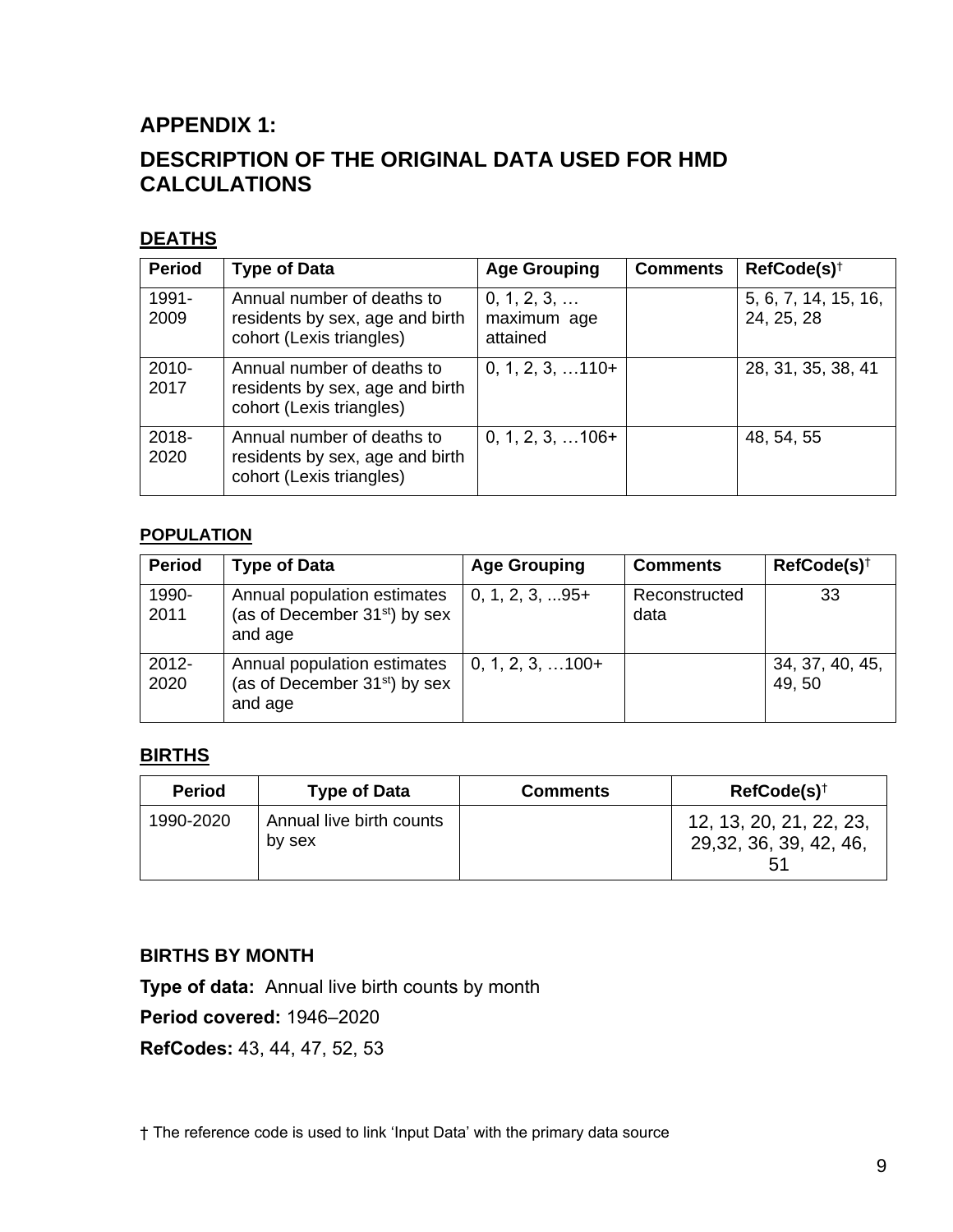## APPENDIX 1:

## DESCRIPTION OF THE ORIGINAL DATA USED FOR HMD CALCULATIONS

### DEATHS

| Period | Type of Data | Age Grouping | Comments | RefCode(s)† |
|---|---|---|---|---|
| 1991-2009 | Annual number of deaths to residents by sex, age and birth cohort (Lexis triangles) | 0, 1, 2, 3, … maximum age attained | | 5, 6, 7, 14, 15, 16, 24, 25, 28 |
| 2010-2017 | Annual number of deaths to residents by sex, age and birth cohort (Lexis triangles) | 0, 1, 2, 3, …110+ | | 28, 31, 35, 38, 41 |
| 2018-2020 | Annual number of deaths to residents by sex, age and birth cohort (Lexis triangles) | 0, 1, 2, 3, …106+ | | 48, 54, 55 |

### POPULATION

| Period | Type of Data | Age Grouping | Comments | RefCode(s)† |
|---|---|---|---|---|
| 1990-2011 | Annual population estimates (as of December 31st) by sex and age | 0, 1, 2, 3, ...95+ | Reconstructed data | 33 |
| 2012-2020 | Annual population estimates (as of December 31st) by sex and age | 0, 1, 2, 3, …100+ | | 34, 37, 40, 45, 49, 50 |

### BIRTHS

| Period | Type of Data | Comments | RefCode(s)† |
|---|---|---|---|
| 1990-2020 | Annual live birth counts by sex | | 12, 13, 20, 21, 22, 23, 29,32, 36, 39, 42, 46, 51 |

### BIRTHS BY MONTH

**Type of data:** Annual live birth counts by month

**Period covered:** 1946–2020

**RefCodes:** 43, 44, 47, 52, 53

† The reference code is used to link 'Input Data' with the primary data source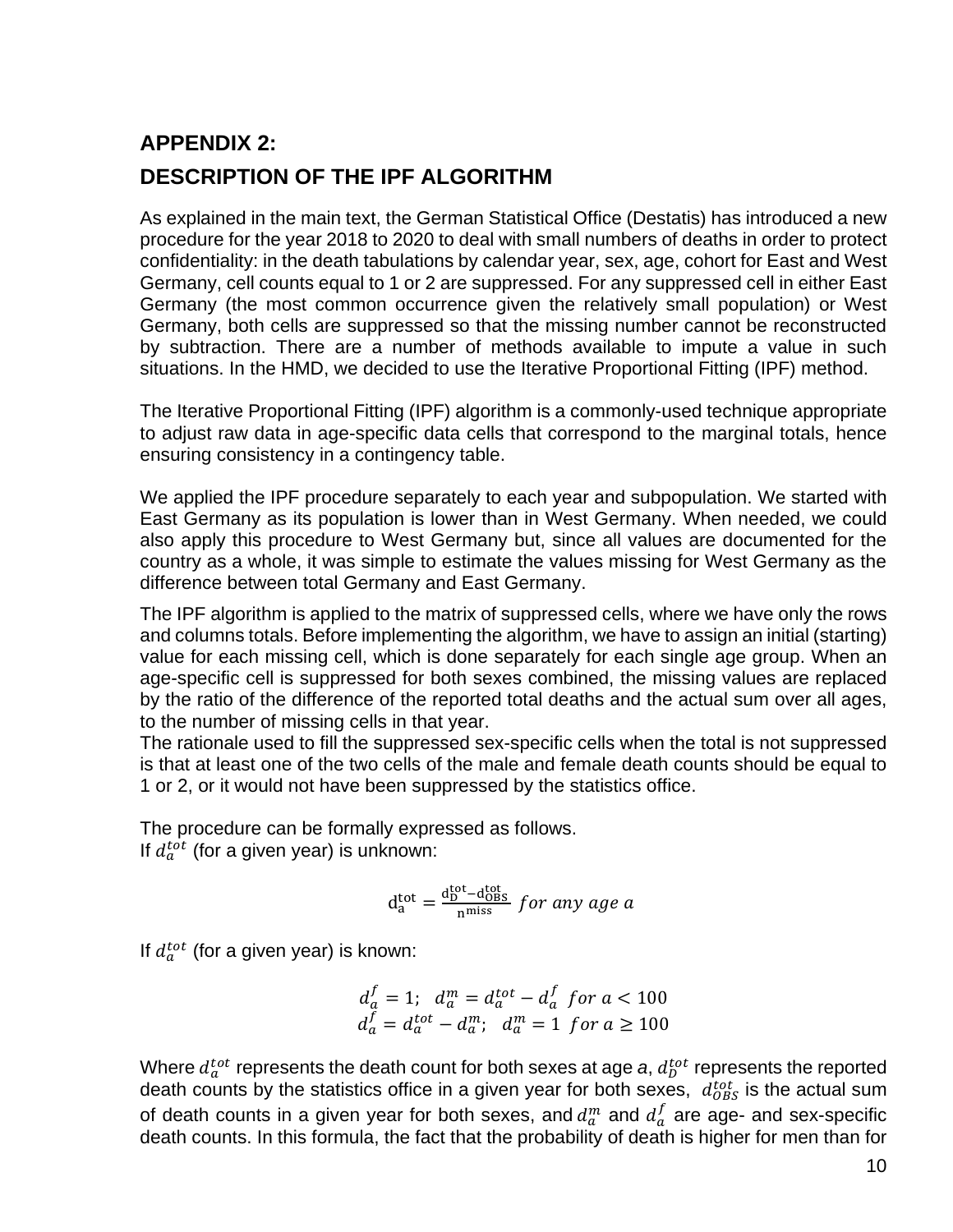## APPENDIX 2:

## DESCRIPTION OF THE IPF ALGORITHM

As explained in the main text, the German Statistical Office (Destatis) has introduced a new procedure for the year 2018 to 2020 to deal with small numbers of deaths in order to protect confidentiality: in the death tabulations by calendar year, sex, age, cohort for East and West Germany, cell counts equal to 1 or 2 are suppressed. For any suppressed cell in either East Germany (the most common occurrence given the relatively small population) or West Germany, both cells are suppressed so that the missing number cannot be reconstructed by subtraction. There are a number of methods available to impute a value in such situations. In the HMD, we decided to use the Iterative Proportional Fitting (IPF) method.

The Iterative Proportional Fitting (IPF) algorithm is a commonly-used technique appropriate to adjust raw data in age-specific data cells that correspond to the marginal totals, hence ensuring consistency in a contingency table.

We applied the IPF procedure separately to each year and subpopulation. We started with East Germany as its population is lower than in West Germany. When needed, we could also apply this procedure to West Germany but, since all values are documented for the country as a whole, it was simple to estimate the values missing for West Germany as the difference between total Germany and East Germany.

The IPF algorithm is applied to the matrix of suppressed cells, where we have only the rows and columns totals. Before implementing the algorithm, we have to assign an initial (starting) value for each missing cell, which is done separately for each single age group. When an age-specific cell is suppressed for both sexes combined, the missing values are replaced by the ratio of the difference of the reported total deaths and the actual sum over all ages, to the number of missing cells in that year.
The rationale used to fill the suppressed sex-specific cells when the total is not suppressed is that at least one of the two cells of the male and female death counts should be equal to 1 or 2, or it would not have been suppressed by the statistics office.

The procedure can be formally expressed as follows.
If $d_a^{tot}$ (for a given year) is unknown:

$$\mathrm{d}_{\mathrm{a}}^{\mathrm{tot}} = \frac{\mathrm{d}_{\mathrm{D}}^{\mathrm{tot}} - \mathrm{d}_{\mathrm{OBS}}^{\mathrm{tot}}}{\mathrm{n}^{\mathrm{miss}}} \quad for\ any\ age\ a$$

If $d_a^{tot}$ (for a given year) is known:

$$d_a^f = 1; \quad d_a^m = d_a^{tot} - d_a^f \quad for\ a < 100$$
$$d_a^f = d_a^{tot} - d_a^m; \quad d_a^m = 1 \quad for\ a \geq 100$$

Where $d_a^{tot}$ represents the death count for both sexes at age *a*, $d_D^{tot}$ represents the reported death counts by the statistics office in a given year for both sexes, $d_{OBS}^{tot}$ is the actual sum of death counts in a given year for both sexes, and $d_a^m$ and $d_a^f$ are age- and sex-specific death counts. In this formula, the fact that the probability of death is higher for men than for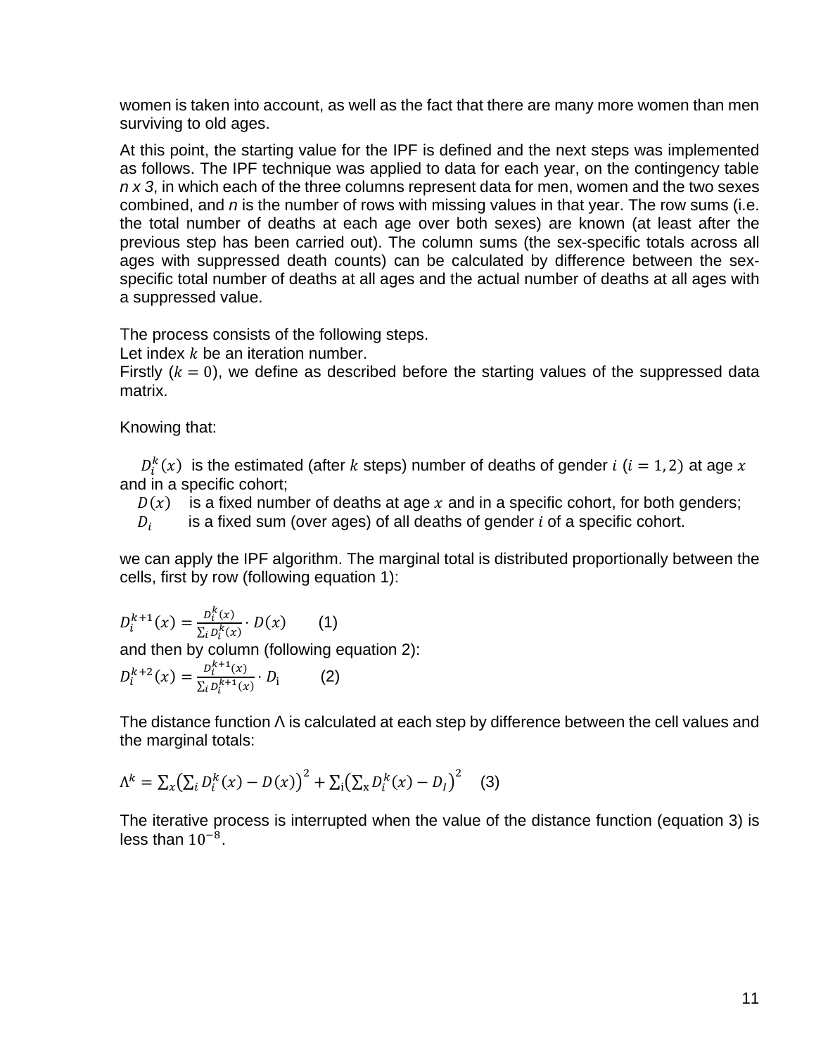women is taken into account, as well as the fact that there are many more women than men surviving to old ages.

At this point, the starting value for the IPF is defined and the next steps was implemented as follows. The IPF technique was applied to data for each year, on the contingency table *n x 3*, in which each of the three columns represent data for men, women and the two sexes combined, and *n* is the number of rows with missing values in that year. The row sums (i.e. the total number of deaths at each age over both sexes) are known (at least after the previous step has been carried out). The column sums (the sex-specific totals across all ages with suppressed death counts) can be calculated by difference between the sex-specific total number of deaths at all ages and the actual number of deaths at all ages with a suppressed value.

The process consists of the following steps.
Let index $k$ be an iteration number.
Firstly ($k = 0$), we define as described before the starting values of the suppressed data matrix.

Knowing that:

$D_i^k(x)$ is the estimated (after $k$ steps) number of deaths of gender $i$ ($i = 1, 2$) at age $x$ and in a specific cohort;
$D(x)$ is a fixed number of deaths at age $x$ and in a specific cohort, for both genders;
$D_i$ is a fixed sum (over ages) of all deaths of gender $i$ of a specific cohort.

we can apply the IPF algorithm. The marginal total is distributed proportionally between the cells, first by row (following equation 1):

$$D_i^{k+1}(x) = \frac{D_i^k(x)}{\sum_i D_i^k(x)} \cdot D(x) \qquad (1)$$

and then by column (following equation 2):

$$D_i^{k+2}(x) = \frac{D_i^{k+1}(x)}{\sum_i D_i^{k+1}(x)} \cdot D_\mathrm{i} \qquad (2)$$

The distance function Λ is calculated at each step by difference between the cell values and the marginal totals:

$$\Lambda^k = \sum_x \left(\sum_i D_i^k(x) - D(x)\right)^2 + \sum_\mathrm{i} \left(\sum_\mathrm{x} D_i^k(x) - D_I\right)^2 \qquad (3)$$

The iterative process is interrupted when the value of the distance function (equation 3) is less than $10^{-8}$.